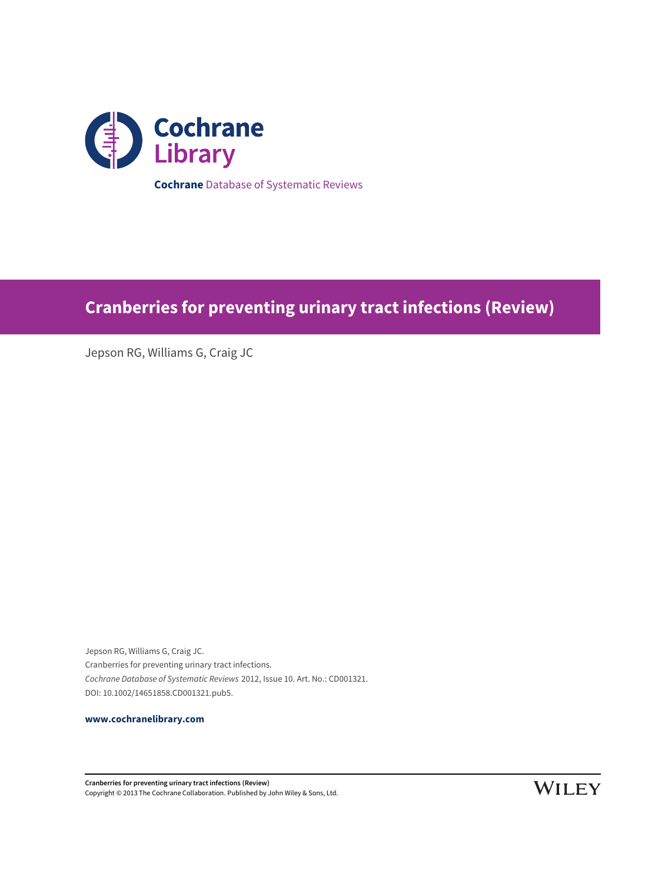Cochrane Library

**Cochrane** Database of Systematic Reviews

# Cranberries for preventing urinary tract infections (Review)

Jepson RG, Williams G, Craig JC

Jepson RG, Williams G, Craig JC.
Cranberries for preventing urinary tract infections.
*Cochrane Database of Systematic Reviews* 2012, Issue 10. Art. No.: CD001321.
DOI: 10.1002/14651858.CD001321.pub5.

**www.cochranelibrary.com**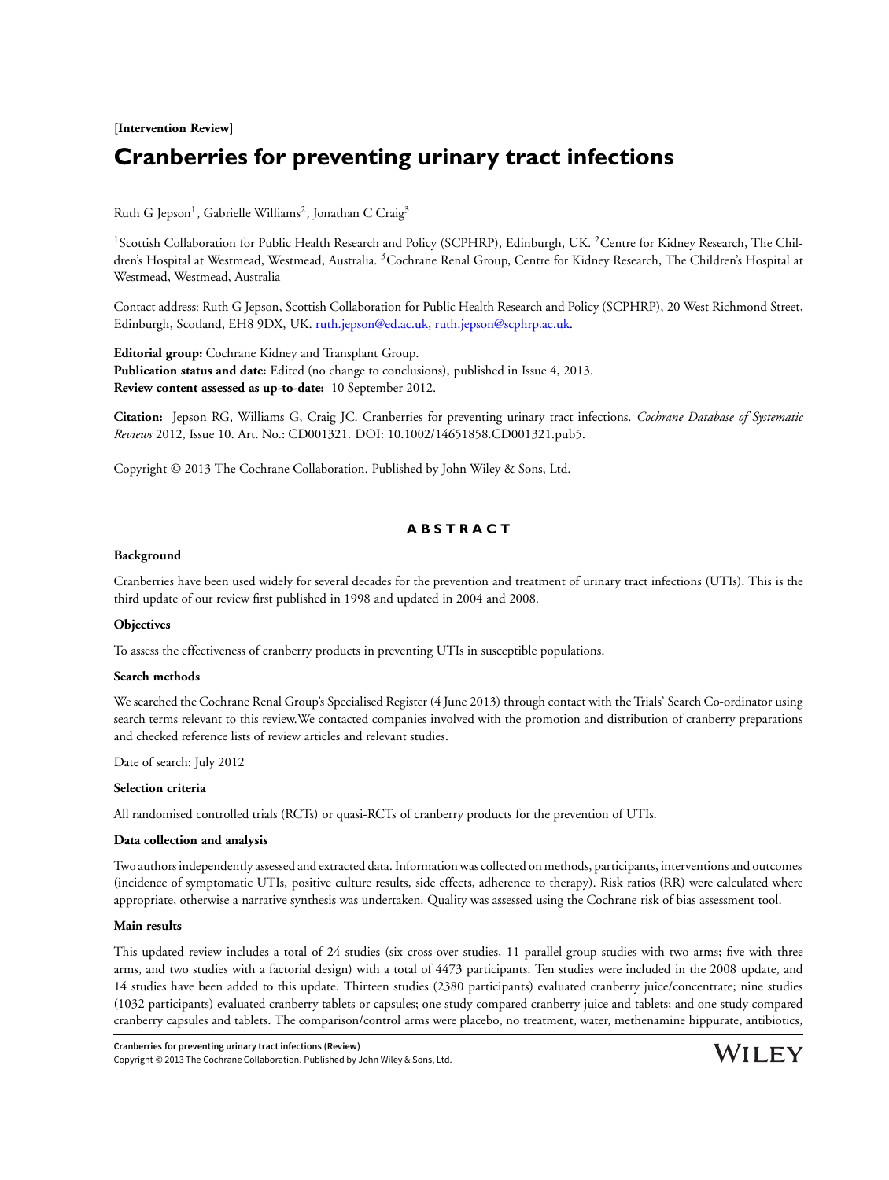**[Intervention Review]**

# Cranberries for preventing urinary tract infections

Ruth G Jepson[1], Gabrielle Williams[2], Jonathan C Craig[3]

[1]Scottish Collaboration for Public Health Research and Policy (SCPHRP), Edinburgh, UK. [2]Centre for Kidney Research, The Children's Hospital at Westmead, Westmead, Australia. [3]Cochrane Renal Group, Centre for Kidney Research, The Children's Hospital at Westmead, Westmead, Australia

Contact address: Ruth G Jepson, Scottish Collaboration for Public Health Research and Policy (SCPHRP), 20 West Richmond Street, Edinburgh, Scotland, EH8 9DX, UK. ruth.jepson@ed.ac.uk, ruth.jepson@scphrp.ac.uk.

**Editorial group:** Cochrane Kidney and Transplant Group.
**Publication status and date:** Edited (no change to conclusions), published in Issue 4, 2013.
**Review content assessed as up-to-date:** 10 September 2012.

**Citation:** Jepson RG, Williams G, Craig JC. Cranberries for preventing urinary tract infections. *Cochrane Database of Systematic Reviews* 2012, Issue 10. Art. No.: CD001321. DOI: 10.1002/14651858.CD001321.pub5.

Copyright © 2013 The Cochrane Collaboration. Published by John Wiley & Sons, Ltd.

## ABSTRACT

### Background

Cranberries have been used widely for several decades for the prevention and treatment of urinary tract infections (UTIs). This is the third update of our review first published in 1998 and updated in 2004 and 2008.

### Objectives

To assess the effectiveness of cranberry products in preventing UTIs in susceptible populations.

### Search methods

We searched the Cochrane Renal Group's Specialised Register (4 June 2013) through contact with the Trials' Search Co-ordinator using search terms relevant to this review.We contacted companies involved with the promotion and distribution of cranberry preparations and checked reference lists of review articles and relevant studies.

Date of search: July 2012

### Selection criteria

All randomised controlled trials (RCTs) or quasi-RCTs of cranberry products for the prevention of UTIs.

### Data collection and analysis

Two authors independently assessed and extracted data. Information was collected on methods, participants, interventions and outcomes (incidence of symptomatic UTIs, positive culture results, side effects, adherence to therapy). Risk ratios (RR) were calculated where appropriate, otherwise a narrative synthesis was undertaken. Quality was assessed using the Cochrane risk of bias assessment tool.

### Main results

This updated review includes a total of 24 studies (six cross-over studies, 11 parallel group studies with two arms; five with three arms, and two studies with a factorial design) with a total of 4473 participants. Ten studies were included in the 2008 update, and 14 studies have been added to this update. Thirteen studies (2380 participants) evaluated cranberry juice/concentrate; nine studies (1032 participants) evaluated cranberry tablets or capsules; one study compared cranberry juice and tablets; and one study compared cranberry capsules and tablets. The comparison/control arms were placebo, no treatment, water, methenamine hippurate, antibiotics,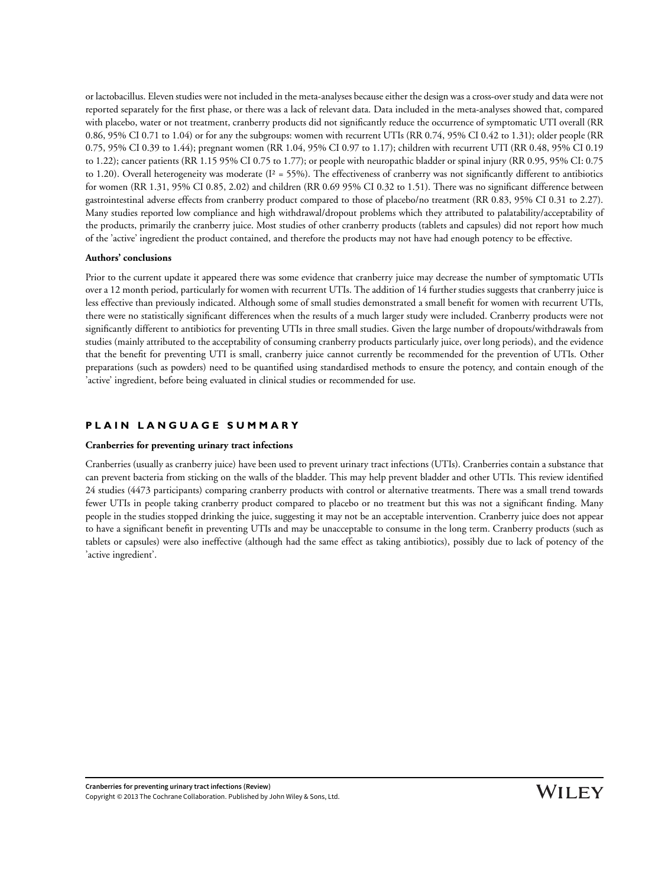or lactobacillus. Eleven studies were not included in the meta-analyses because either the design was a cross-over study and data were not reported separately for the first phase, or there was a lack of relevant data. Data included in the meta-analyses showed that, compared with placebo, water or not treatment, cranberry products did not significantly reduce the occurrence of symptomatic UTI overall (RR 0.86, 95% CI 0.71 to 1.04) or for any the subgroups: women with recurrent UTIs (RR 0.74, 95% CI 0.42 to 1.31); older people (RR 0.75, 95% CI 0.39 to 1.44); pregnant women (RR 1.04, 95% CI 0.97 to 1.17); children with recurrent UTI (RR 0.48, 95% CI 0.19 to 1.22); cancer patients (RR 1.15 95% CI 0.75 to 1.77); or people with neuropathic bladder or spinal injury (RR 0.95, 95% CI: 0.75 to 1.20). Overall heterogeneity was moderate ($I^2$ = 55%). The effectiveness of cranberry was not significantly different to antibiotics for women (RR 1.31, 95% CI 0.85, 2.02) and children (RR 0.69 95% CI 0.32 to 1.51). There was no significant difference between gastrointestinal adverse effects from cranberry product compared to those of placebo/no treatment (RR 0.83, 95% CI 0.31 to 2.27). Many studies reported low compliance and high withdrawal/dropout problems which they attributed to palatability/acceptability of the products, primarily the cranberry juice. Most studies of other cranberry products (tablets and capsules) did not report how much of the 'active' ingredient the product contained, and therefore the products may not have had enough potency to be effective.

**Authors' conclusions**

Prior to the current update it appeared there was some evidence that cranberry juice may decrease the number of symptomatic UTIs over a 12 month period, particularly for women with recurrent UTIs. The addition of 14 further studies suggests that cranberry juice is less effective than previously indicated. Although some of small studies demonstrated a small benefit for women with recurrent UTIs, there were no statistically significant differences when the results of a much larger study were included. Cranberry products were not significantly different to antibiotics for preventing UTIs in three small studies. Given the large number of dropouts/withdrawals from studies (mainly attributed to the acceptability of consuming cranberry products particularly juice, over long periods), and the evidence that the benefit for preventing UTI is small, cranberry juice cannot currently be recommended for the prevention of UTIs. Other preparations (such as powders) need to be quantified using standardised methods to ensure the potency, and contain enough of the 'active' ingredient, before being evaluated in clinical studies or recommended for use.

## PLAIN LANGUAGE SUMMARY

**Cranberries for preventing urinary tract infections**

Cranberries (usually as cranberry juice) have been used to prevent urinary tract infections (UTIs). Cranberries contain a substance that can prevent bacteria from sticking on the walls of the bladder. This may help prevent bladder and other UTIs. This review identified 24 studies (4473 participants) comparing cranberry products with control or alternative treatments. There was a small trend towards fewer UTIs in people taking cranberry product compared to placebo or no treatment but this was not a significant finding. Many people in the studies stopped drinking the juice, suggesting it may not be an acceptable intervention. Cranberry juice does not appear to have a significant benefit in preventing UTIs and may be unacceptable to consume in the long term. Cranberry products (such as tablets or capsules) were also ineffective (although had the same effect as taking antibiotics), possibly due to lack of potency of the 'active ingredient'.